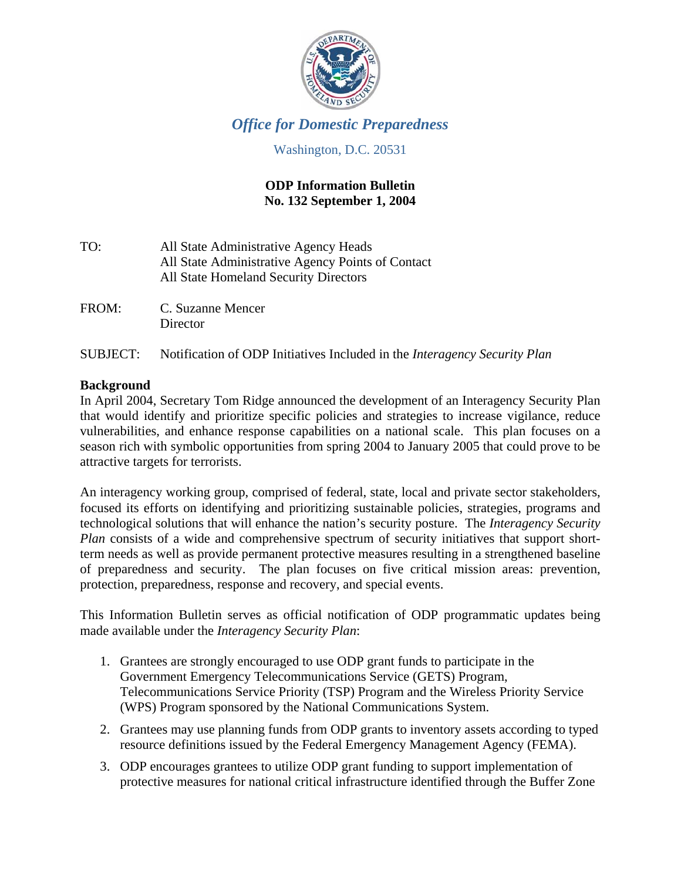*Office for Domestic Preparedness*

Washington, D.C. 20531

**ODP Information Bulletin**
**No. 132 September 1, 2004**

TO: All State Administrative Agency Heads
All State Administrative Agency Points of Contact
All State Homeland Security Directors

FROM: C. Suzanne Mencer
Director

SUBJECT: Notification of ODP Initiatives Included in the *Interagency Security Plan*

**Background**

In April 2004, Secretary Tom Ridge announced the development of an Interagency Security Plan that would identify and prioritize specific policies and strategies to increase vigilance, reduce vulnerabilities, and enhance response capabilities on a national scale. This plan focuses on a season rich with symbolic opportunities from spring 2004 to January 2005 that could prove to be attractive targets for terrorists.

An interagency working group, comprised of federal, state, local and private sector stakeholders, focused its efforts on identifying and prioritizing sustainable policies, strategies, programs and technological solutions that will enhance the nation's security posture. The *Interagency Security Plan* consists of a wide and comprehensive spectrum of security initiatives that support short-term needs as well as provide permanent protective measures resulting in a strengthened baseline of preparedness and security. The plan focuses on five critical mission areas: prevention, protection, preparedness, response and recovery, and special events.

This Information Bulletin serves as official notification of ODP programmatic updates being made available under the *Interagency Security Plan*:

1. Grantees are strongly encouraged to use ODP grant funds to participate in the Government Emergency Telecommunications Service (GETS) Program, Telecommunications Service Priority (TSP) Program and the Wireless Priority Service (WPS) Program sponsored by the National Communications System.
2. Grantees may use planning funds from ODP grants to inventory assets according to typed resource definitions issued by the Federal Emergency Management Agency (FEMA).
3. ODP encourages grantees to utilize ODP grant funding to support implementation of protective measures for national critical infrastructure identified through the Buffer Zone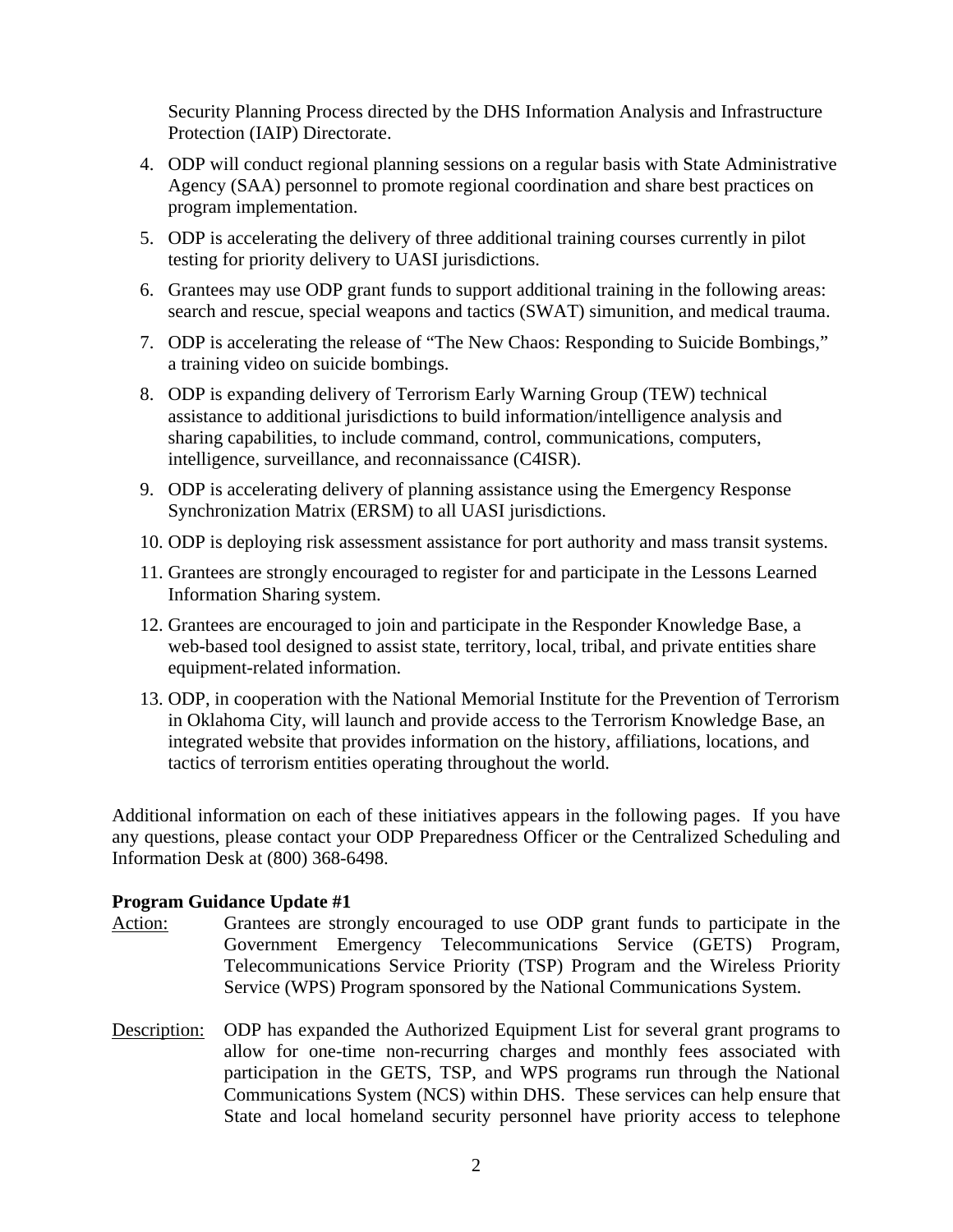Security Planning Process directed by the DHS Information Analysis and Infrastructure Protection (IAIP) Directorate.

4. ODP will conduct regional planning sessions on a regular basis with State Administrative Agency (SAA) personnel to promote regional coordination and share best practices on program implementation.
5. ODP is accelerating the delivery of three additional training courses currently in pilot testing for priority delivery to UASI jurisdictions.
6. Grantees may use ODP grant funds to support additional training in the following areas: search and rescue, special weapons and tactics (SWAT) simunition, and medical trauma.
7. ODP is accelerating the release of "The New Chaos: Responding to Suicide Bombings," a training video on suicide bombings.
8. ODP is expanding delivery of Terrorism Early Warning Group (TEW) technical assistance to additional jurisdictions to build information/intelligence analysis and sharing capabilities, to include command, control, communications, computers, intelligence, surveillance, and reconnaissance (C4ISR).
9. ODP is accelerating delivery of planning assistance using the Emergency Response Synchronization Matrix (ERSM) to all UASI jurisdictions.
10. ODP is deploying risk assessment assistance for port authority and mass transit systems.
11. Grantees are strongly encouraged to register for and participate in the Lessons Learned Information Sharing system.
12. Grantees are encouraged to join and participate in the Responder Knowledge Base, a web-based tool designed to assist state, territory, local, tribal, and private entities share equipment-related information.
13. ODP, in cooperation with the National Memorial Institute for the Prevention of Terrorism in Oklahoma City, will launch and provide access to the Terrorism Knowledge Base, an integrated website that provides information on the history, affiliations, locations, and tactics of terrorism entities operating throughout the world.

Additional information on each of these initiatives appears in the following pages. If you have any questions, please contact your ODP Preparedness Officer or the Centralized Scheduling and Information Desk at (800) 368-6498.

**Program Guidance Update #1**

Action: Grantees are strongly encouraged to use ODP grant funds to participate in the Government Emergency Telecommunications Service (GETS) Program, Telecommunications Service Priority (TSP) Program and the Wireless Priority Service (WPS) Program sponsored by the National Communications System.

Description: ODP has expanded the Authorized Equipment List for several grant programs to allow for one-time non-recurring charges and monthly fees associated with participation in the GETS, TSP, and WPS programs run through the National Communications System (NCS) within DHS. These services can help ensure that State and local homeland security personnel have priority access to telephone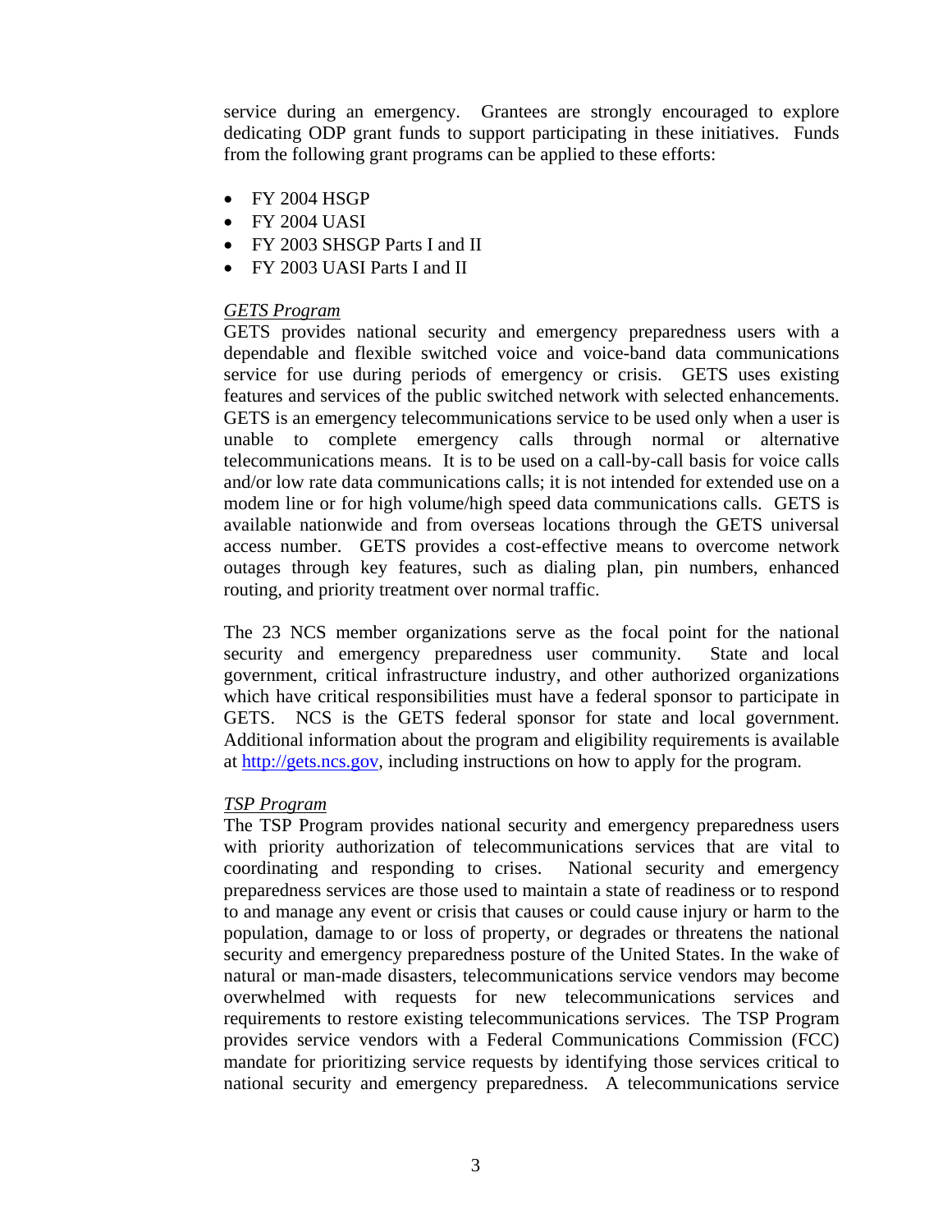service during an emergency. Grantees are strongly encouraged to explore dedicating ODP grant funds to support participating in these initiatives. Funds from the following grant programs can be applied to these efforts:

- FY 2004 HSGP
- FY 2004 UASI
- FY 2003 SHSGP Parts I and II
- FY 2003 UASI Parts I and II

*GETS Program*

GETS provides national security and emergency preparedness users with a dependable and flexible switched voice and voice-band data communications service for use during periods of emergency or crisis. GETS uses existing features and services of the public switched network with selected enhancements. GETS is an emergency telecommunications service to be used only when a user is unable to complete emergency calls through normal or alternative telecommunications means. It is to be used on a call-by-call basis for voice calls and/or low rate data communications calls; it is not intended for extended use on a modem line or for high volume/high speed data communications calls. GETS is available nationwide and from overseas locations through the GETS universal access number. GETS provides a cost-effective means to overcome network outages through key features, such as dialing plan, pin numbers, enhanced routing, and priority treatment over normal traffic.

The 23 NCS member organizations serve as the focal point for the national security and emergency preparedness user community. State and local government, critical infrastructure industry, and other authorized organizations which have critical responsibilities must have a federal sponsor to participate in GETS. NCS is the GETS federal sponsor for state and local government. Additional information about the program and eligibility requirements is available at http://gets.ncs.gov, including instructions on how to apply for the program.

*TSP Program*

The TSP Program provides national security and emergency preparedness users with priority authorization of telecommunications services that are vital to coordinating and responding to crises. National security and emergency preparedness services are those used to maintain a state of readiness or to respond to and manage any event or crisis that causes or could cause injury or harm to the population, damage to or loss of property, or degrades or threatens the national security and emergency preparedness posture of the United States. In the wake of natural or man-made disasters, telecommunications service vendors may become overwhelmed with requests for new telecommunications services and requirements to restore existing telecommunications services. The TSP Program provides service vendors with a Federal Communications Commission (FCC) mandate for prioritizing service requests by identifying those services critical to national security and emergency preparedness. A telecommunications service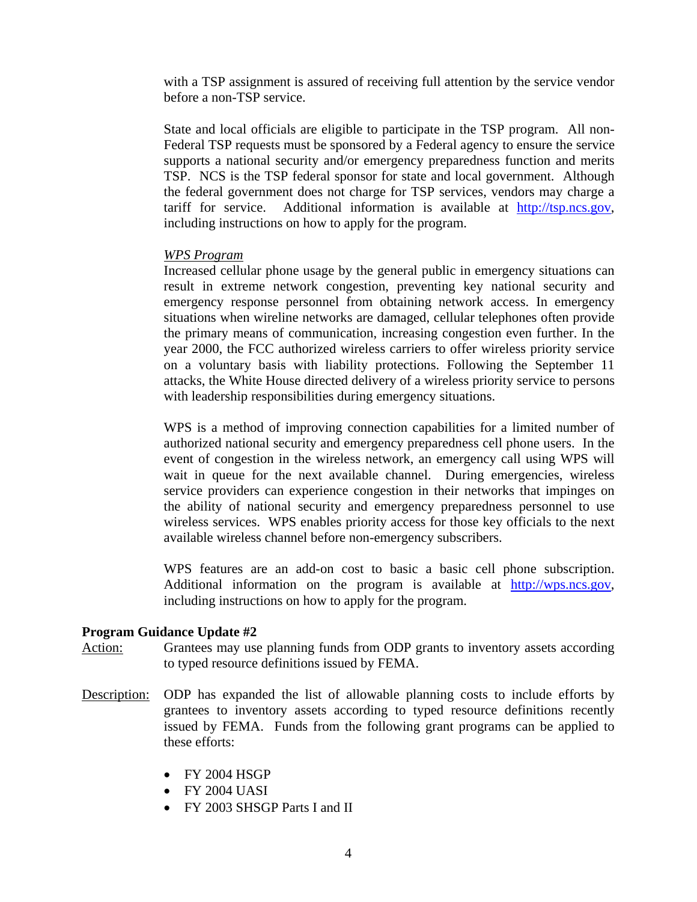with a TSP assignment is assured of receiving full attention by the service vendor before a non-TSP service.

State and local officials are eligible to participate in the TSP program. All non-Federal TSP requests must be sponsored by a Federal agency to ensure the service supports a national security and/or emergency preparedness function and merits TSP. NCS is the TSP federal sponsor for state and local government. Although the federal government does not charge for TSP services, vendors may charge a tariff for service. Additional information is available at http://tsp.ncs.gov, including instructions on how to apply for the program.

*WPS Program*

Increased cellular phone usage by the general public in emergency situations can result in extreme network congestion, preventing key national security and emergency response personnel from obtaining network access. In emergency situations when wireline networks are damaged, cellular telephones often provide the primary means of communication, increasing congestion even further. In the year 2000, the FCC authorized wireless carriers to offer wireless priority service on a voluntary basis with liability protections. Following the September 11 attacks, the White House directed delivery of a wireless priority service to persons with leadership responsibilities during emergency situations.

WPS is a method of improving connection capabilities for a limited number of authorized national security and emergency preparedness cell phone users. In the event of congestion in the wireless network, an emergency call using WPS will wait in queue for the next available channel. During emergencies, wireless service providers can experience congestion in their networks that impinges on the ability of national security and emergency preparedness personnel to use wireless services. WPS enables priority access for those key officials to the next available wireless channel before non-emergency subscribers.

WPS features are an add-on cost to basic a basic cell phone subscription. Additional information on the program is available at http://wps.ncs.gov, including instructions on how to apply for the program.

**Program Guidance Update #2**

Action: Grantees may use planning funds from ODP grants to inventory assets according to typed resource definitions issued by FEMA.

Description: ODP has expanded the list of allowable planning costs to include efforts by grantees to inventory assets according to typed resource definitions recently issued by FEMA. Funds from the following grant programs can be applied to these efforts:

- FY 2004 HSGP
- FY 2004 UASI
- FY 2003 SHSGP Parts I and II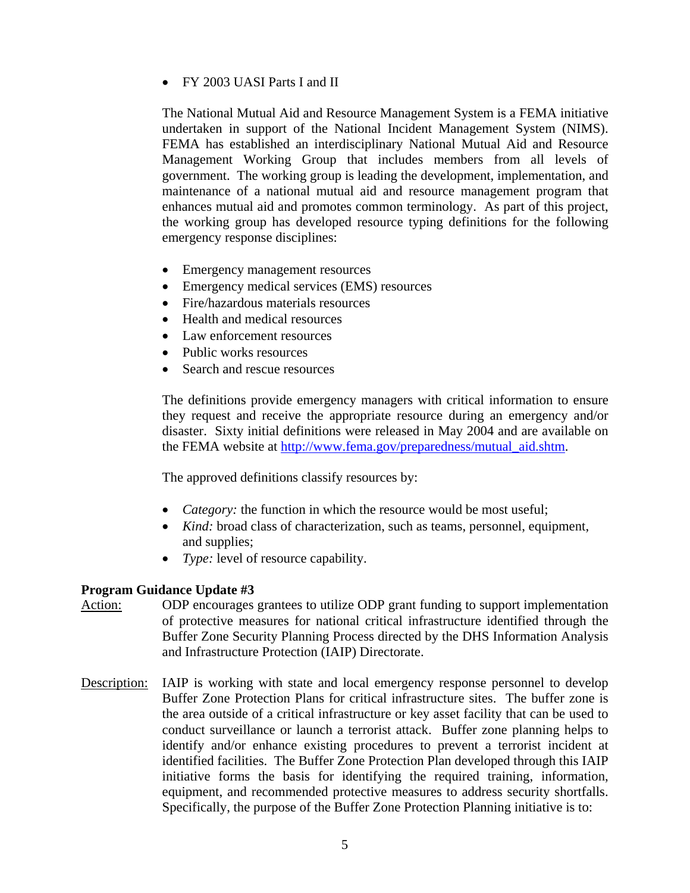- FY 2003 UASI Parts I and II

The National Mutual Aid and Resource Management System is a FEMA initiative undertaken in support of the National Incident Management System (NIMS). FEMA has established an interdisciplinary National Mutual Aid and Resource Management Working Group that includes members from all levels of government. The working group is leading the development, implementation, and maintenance of a national mutual aid and resource management program that enhances mutual aid and promotes common terminology. As part of this project, the working group has developed resource typing definitions for the following emergency response disciplines:

- Emergency management resources
- Emergency medical services (EMS) resources
- Fire/hazardous materials resources
- Health and medical resources
- Law enforcement resources
- Public works resources
- Search and rescue resources

The definitions provide emergency managers with critical information to ensure they request and receive the appropriate resource during an emergency and/or disaster. Sixty initial definitions were released in May 2004 and are available on the FEMA website at http://www.fema.gov/preparedness/mutual_aid.shtm.

The approved definitions classify resources by:

- *Category:* the function in which the resource would be most useful;
- *Kind:* broad class of characterization, such as teams, personnel, equipment, and supplies;
- *Type:* level of resource capability.

**Program Guidance Update #3**

Action: ODP encourages grantees to utilize ODP grant funding to support implementation of protective measures for national critical infrastructure identified through the Buffer Zone Security Planning Process directed by the DHS Information Analysis and Infrastructure Protection (IAIP) Directorate.

Description: IAIP is working with state and local emergency response personnel to develop Buffer Zone Protection Plans for critical infrastructure sites. The buffer zone is the area outside of a critical infrastructure or key asset facility that can be used to conduct surveillance or launch a terrorist attack. Buffer zone planning helps to identify and/or enhance existing procedures to prevent a terrorist incident at identified facilities. The Buffer Zone Protection Plan developed through this IAIP initiative forms the basis for identifying the required training, information, equipment, and recommended protective measures to address security shortfalls. Specifically, the purpose of the Buffer Zone Protection Planning initiative is to: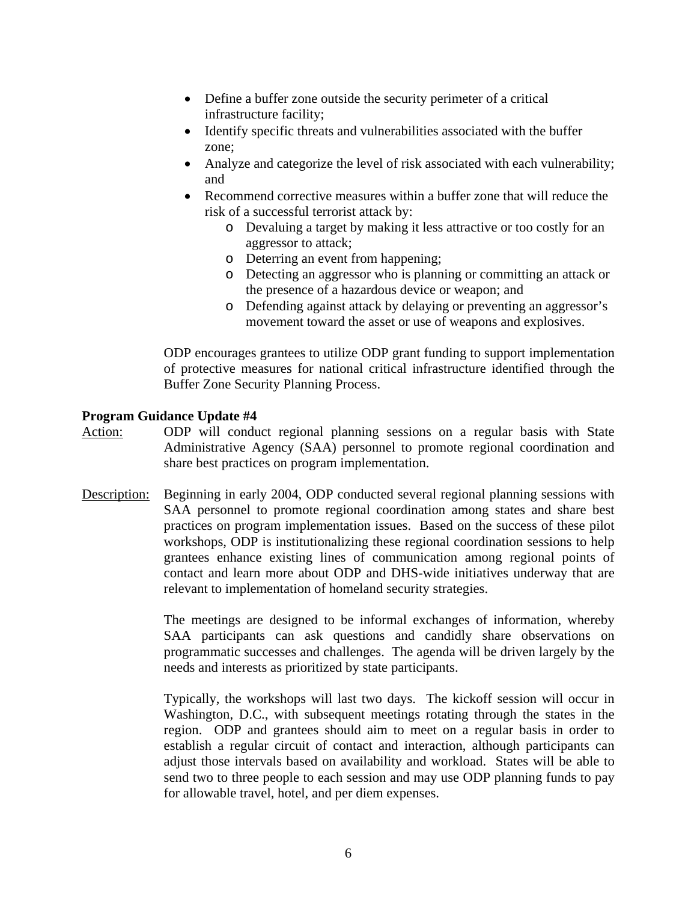- Define a buffer zone outside the security perimeter of a critical infrastructure facility;
- Identify specific threats and vulnerabilities associated with the buffer zone;
- Analyze and categorize the level of risk associated with each vulnerability; and
- Recommend corrective measures within a buffer zone that will reduce the risk of a successful terrorist attack by:
  - Devaluing a target by making it less attractive or too costly for an aggressor to attack;
  - Deterring an event from happening;
  - Detecting an aggressor who is planning or committing an attack or the presence of a hazardous device or weapon; and
  - Defending against attack by delaying or preventing an aggressor's movement toward the asset or use of weapons and explosives.

ODP encourages grantees to utilize ODP grant funding to support implementation of protective measures for national critical infrastructure identified through the Buffer Zone Security Planning Process.

**Program Guidance Update #4**

Action: ODP will conduct regional planning sessions on a regular basis with State Administrative Agency (SAA) personnel to promote regional coordination and share best practices on program implementation.

Description: Beginning in early 2004, ODP conducted several regional planning sessions with SAA personnel to promote regional coordination among states and share best practices on program implementation issues. Based on the success of these pilot workshops, ODP is institutionalizing these regional coordination sessions to help grantees enhance existing lines of communication among regional points of contact and learn more about ODP and DHS-wide initiatives underway that are relevant to implementation of homeland security strategies.

The meetings are designed to be informal exchanges of information, whereby SAA participants can ask questions and candidly share observations on programmatic successes and challenges. The agenda will be driven largely by the needs and interests as prioritized by state participants.

Typically, the workshops will last two days. The kickoff session will occur in Washington, D.C., with subsequent meetings rotating through the states in the region. ODP and grantees should aim to meet on a regular basis in order to establish a regular circuit of contact and interaction, although participants can adjust those intervals based on availability and workload. States will be able to send two to three people to each session and may use ODP planning funds to pay for allowable travel, hotel, and per diem expenses.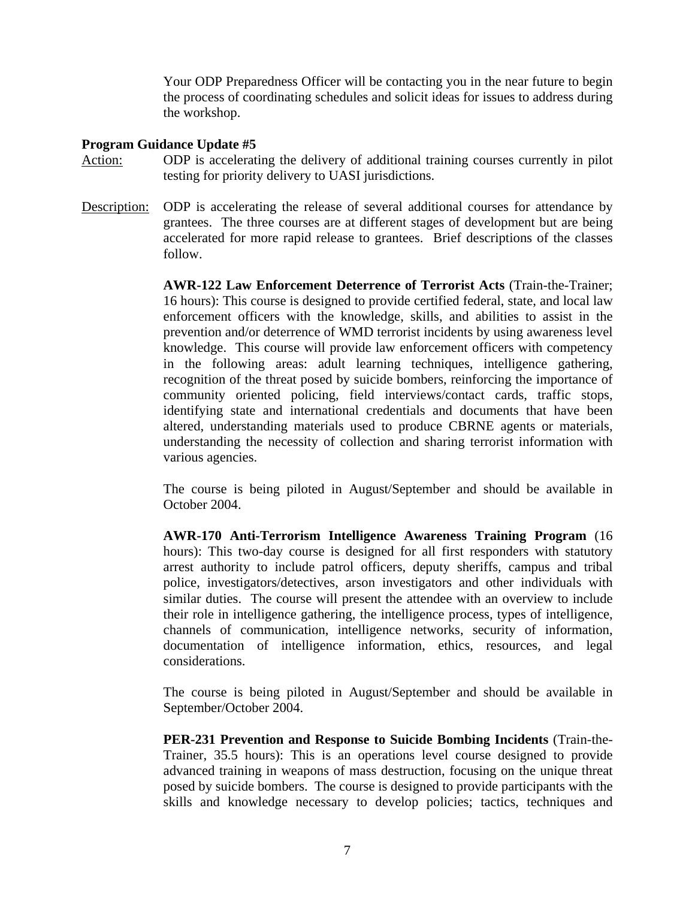Your ODP Preparedness Officer will be contacting you in the near future to begin the process of coordinating schedules and solicit ideas for issues to address during the workshop.

**Program Guidance Update #5**

Action: ODP is accelerating the delivery of additional training courses currently in pilot testing for priority delivery to UASI jurisdictions.

Description: ODP is accelerating the release of several additional courses for attendance by grantees. The three courses are at different stages of development but are being accelerated for more rapid release to grantees. Brief descriptions of the classes follow.

**AWR-122 Law Enforcement Deterrence of Terrorist Acts** (Train-the-Trainer; 16 hours): This course is designed to provide certified federal, state, and local law enforcement officers with the knowledge, skills, and abilities to assist in the prevention and/or deterrence of WMD terrorist incidents by using awareness level knowledge. This course will provide law enforcement officers with competency in the following areas: adult learning techniques, intelligence gathering, recognition of the threat posed by suicide bombers, reinforcing the importance of community oriented policing, field interviews/contact cards, traffic stops, identifying state and international credentials and documents that have been altered, understanding materials used to produce CBRNE agents or materials, understanding the necessity of collection and sharing terrorist information with various agencies.

The course is being piloted in August/September and should be available in October 2004.

**AWR-170 Anti-Terrorism Intelligence Awareness Training Program** (16 hours): This two-day course is designed for all first responders with statutory arrest authority to include patrol officers, deputy sheriffs, campus and tribal police, investigators/detectives, arson investigators and other individuals with similar duties. The course will present the attendee with an overview to include their role in intelligence gathering, the intelligence process, types of intelligence, channels of communication, intelligence networks, security of information, documentation of intelligence information, ethics, resources, and legal considerations.

The course is being piloted in August/September and should be available in September/October 2004.

**PER-231 Prevention and Response to Suicide Bombing Incidents** (Train-the-Trainer, 35.5 hours): This is an operations level course designed to provide advanced training in weapons of mass destruction, focusing on the unique threat posed by suicide bombers. The course is designed to provide participants with the skills and knowledge necessary to develop policies; tactics, techniques and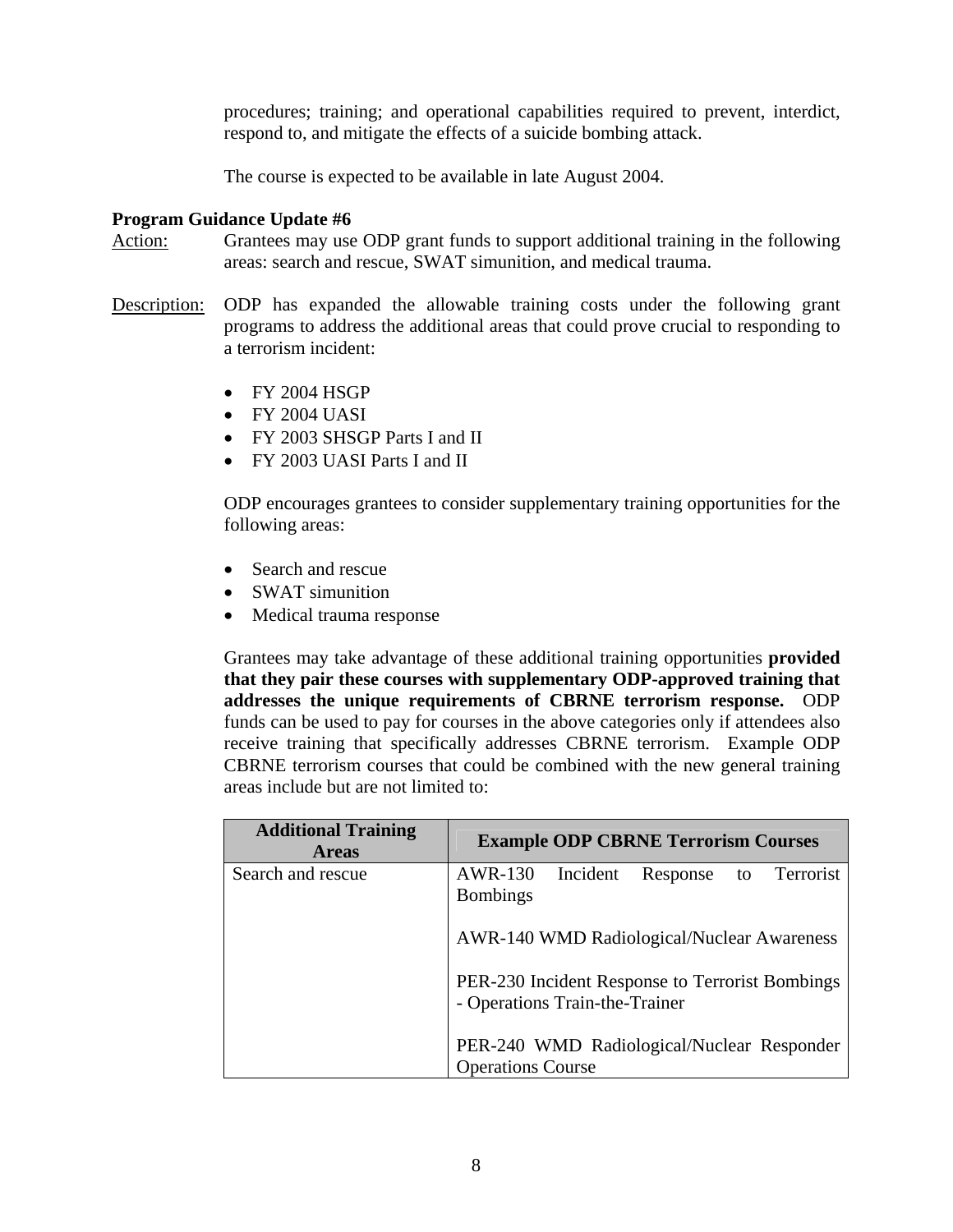procedures; training; and operational capabilities required to prevent, interdict, respond to, and mitigate the effects of a suicide bombing attack.

The course is expected to be available in late August 2004.

**Program Guidance Update #6**

Action: Grantees may use ODP grant funds to support additional training in the following areas: search and rescue, SWAT simunition, and medical trauma.

Description: ODP has expanded the allowable training costs under the following grant programs to address the additional areas that could prove crucial to responding to a terrorism incident:

- FY 2004 HSGP
- FY 2004 UASI
- FY 2003 SHSGP Parts I and II
- FY 2003 UASI Parts I and II

ODP encourages grantees to consider supplementary training opportunities for the following areas:

- Search and rescue
- SWAT simunition
- Medical trauma response

Grantees may take advantage of these additional training opportunities **provided that they pair these courses with supplementary ODP-approved training that addresses the unique requirements of CBRNE terrorism response.** ODP funds can be used to pay for courses in the above categories only if attendees also receive training that specifically addresses CBRNE terrorism. Example ODP CBRNE terrorism courses that could be combined with the new general training areas include but are not limited to:

| Additional Training Areas | Example ODP CBRNE Terrorism Courses |
|---|---|
| Search and rescue | AWR-130 Incident Response to Terrorist Bombings<br><br>AWR-140 WMD Radiological/Nuclear Awareness<br><br>PER-230 Incident Response to Terrorist Bombings - Operations Train-the-Trainer<br><br>PER-240 WMD Radiological/Nuclear Responder Operations Course |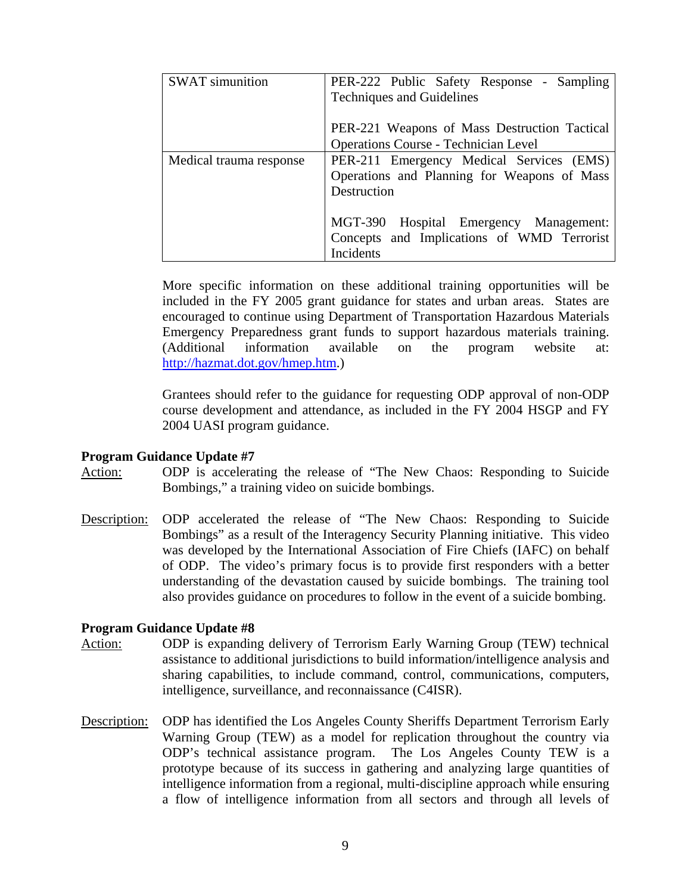| | |
|---|---|
| SWAT simunition | PER-222 Public Safety Response - Sampling Techniques and Guidelines<br><br>PER-221 Weapons of Mass Destruction Tactical Operations Course - Technician Level |
| Medical trauma response | PER-211 Emergency Medical Services (EMS) Operations and Planning for Weapons of Mass Destruction<br><br>MGT-390 Hospital Emergency Management: Concepts and Implications of WMD Terrorist Incidents |

More specific information on these additional training opportunities will be included in the FY 2005 grant guidance for states and urban areas. States are encouraged to continue using Department of Transportation Hazardous Materials Emergency Preparedness grant funds to support hazardous materials training. (Additional information available on the program website at: http://hazmat.dot.gov/hmep.htm.)

Grantees should refer to the guidance for requesting ODP approval of non-ODP course development and attendance, as included in the FY 2004 HSGP and FY 2004 UASI program guidance.

**Program Guidance Update #7**

Action: ODP is accelerating the release of "The New Chaos: Responding to Suicide Bombings," a training video on suicide bombings.

Description: ODP accelerated the release of "The New Chaos: Responding to Suicide Bombings" as a result of the Interagency Security Planning initiative. This video was developed by the International Association of Fire Chiefs (IAFC) on behalf of ODP. The video's primary focus is to provide first responders with a better understanding of the devastation caused by suicide bombings. The training tool also provides guidance on procedures to follow in the event of a suicide bombing.

**Program Guidance Update #8**

Action: ODP is expanding delivery of Terrorism Early Warning Group (TEW) technical assistance to additional jurisdictions to build information/intelligence analysis and sharing capabilities, to include command, control, communications, computers, intelligence, surveillance, and reconnaissance (C4ISR).

Description: ODP has identified the Los Angeles County Sheriffs Department Terrorism Early Warning Group (TEW) as a model for replication throughout the country via ODP's technical assistance program. The Los Angeles County TEW is a prototype because of its success in gathering and analyzing large quantities of intelligence information from a regional, multi-discipline approach while ensuring a flow of intelligence information from all sectors and through all levels of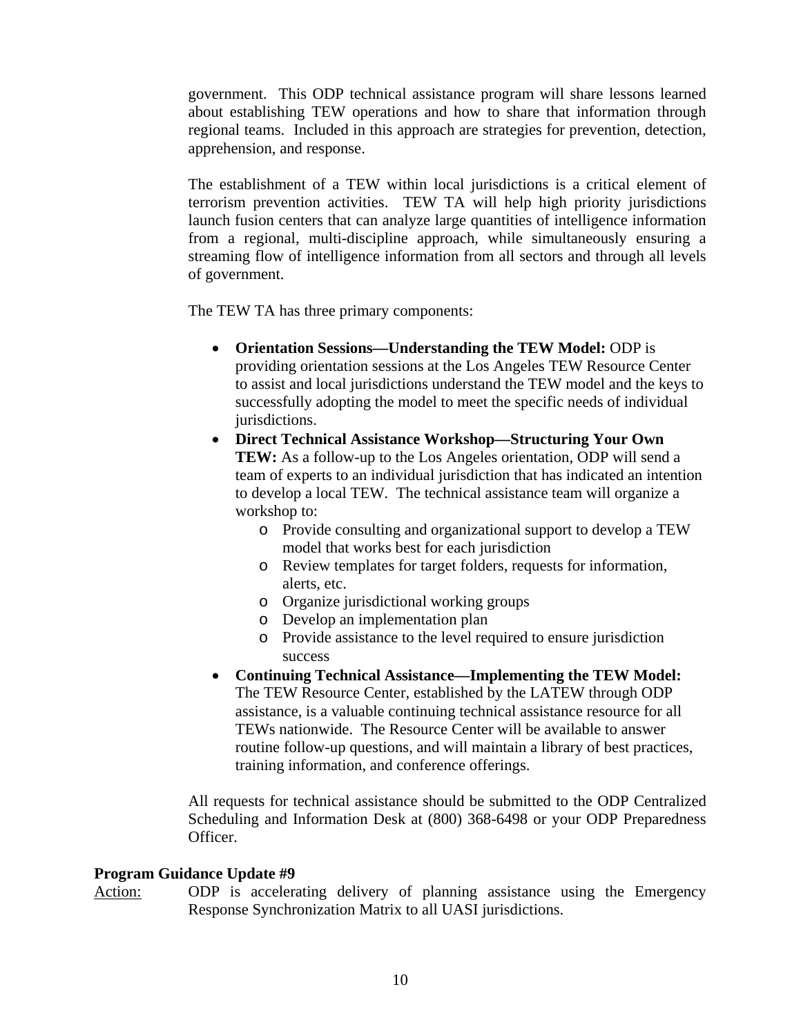government. This ODP technical assistance program will share lessons learned about establishing TEW operations and how to share that information through regional teams. Included in this approach are strategies for prevention, detection, apprehension, and response.

The establishment of a TEW within local jurisdictions is a critical element of terrorism prevention activities. TEW TA will help high priority jurisdictions launch fusion centers that can analyze large quantities of intelligence information from a regional, multi-discipline approach, while simultaneously ensuring a streaming flow of intelligence information from all sectors and through all levels of government.

The TEW TA has three primary components:

- **Orientation Sessions—Understanding the TEW Model:** ODP is providing orientation sessions at the Los Angeles TEW Resource Center to assist and local jurisdictions understand the TEW model and the keys to successfully adopting the model to meet the specific needs of individual jurisdictions.
- **Direct Technical Assistance Workshop—Structuring Your Own TEW:** As a follow-up to the Los Angeles orientation, ODP will send a team of experts to an individual jurisdiction that has indicated an intention to develop a local TEW. The technical assistance team will organize a workshop to:
  - Provide consulting and organizational support to develop a TEW model that works best for each jurisdiction
  - Review templates for target folders, requests for information, alerts, etc.
  - Organize jurisdictional working groups
  - Develop an implementation plan
  - Provide assistance to the level required to ensure jurisdiction success
- **Continuing Technical Assistance—Implementing the TEW Model:** The TEW Resource Center, established by the LATEW through ODP assistance, is a valuable continuing technical assistance resource for all TEWs nationwide. The Resource Center will be available to answer routine follow-up questions, and will maintain a library of best practices, training information, and conference offerings.

All requests for technical assistance should be submitted to the ODP Centralized Scheduling and Information Desk at (800) 368-6498 or your ODP Preparedness Officer.

**Program Guidance Update #9**

Action: ODP is accelerating delivery of planning assistance using the Emergency Response Synchronization Matrix to all UASI jurisdictions.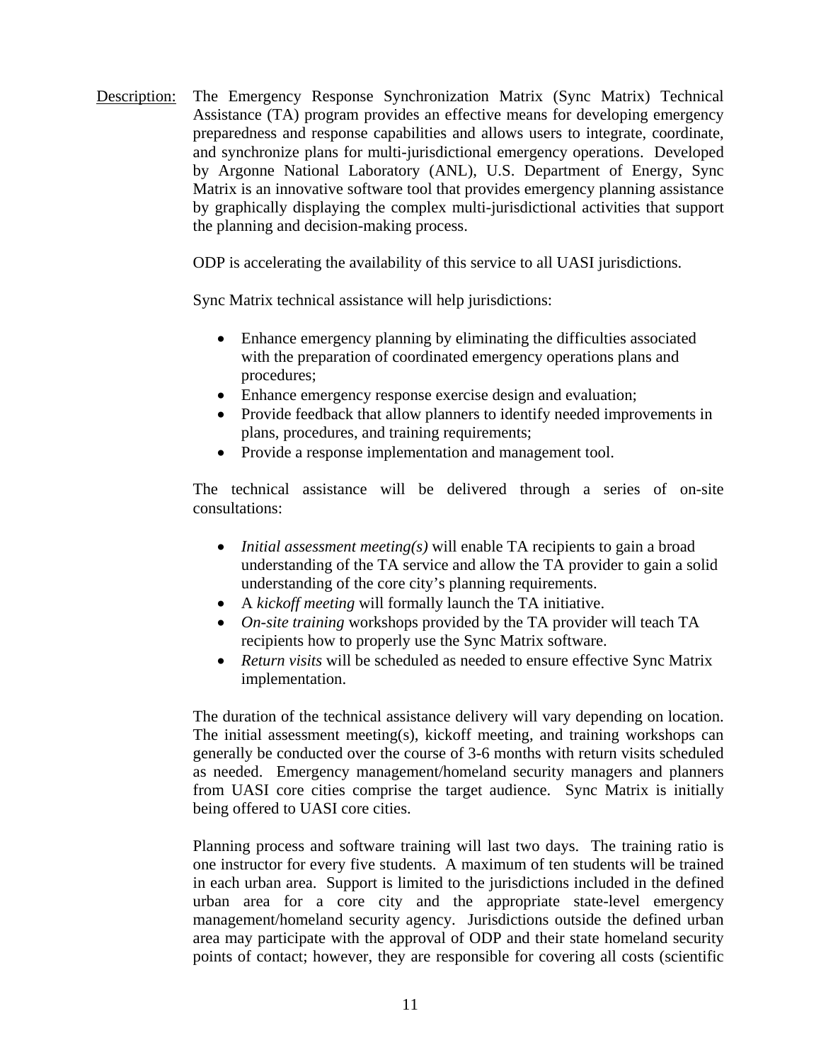<u>Description:</u> The Emergency Response Synchronization Matrix (Sync Matrix) Technical Assistance (TA) program provides an effective means for developing emergency preparedness and response capabilities and allows users to integrate, coordinate, and synchronize plans for multi-jurisdictional emergency operations. Developed by Argonne National Laboratory (ANL), U.S. Department of Energy, Sync Matrix is an innovative software tool that provides emergency planning assistance by graphically displaying the complex multi-jurisdictional activities that support the planning and decision-making process.

ODP is accelerating the availability of this service to all UASI jurisdictions.

Sync Matrix technical assistance will help jurisdictions:

- Enhance emergency planning by eliminating the difficulties associated with the preparation of coordinated emergency operations plans and procedures;
- Enhance emergency response exercise design and evaluation;
- Provide feedback that allow planners to identify needed improvements in plans, procedures, and training requirements;
- Provide a response implementation and management tool.

The technical assistance will be delivered through a series of on-site consultations:

- *Initial assessment meeting(s)* will enable TA recipients to gain a broad understanding of the TA service and allow the TA provider to gain a solid understanding of the core city's planning requirements.
- A *kickoff meeting* will formally launch the TA initiative.
- *On-site training* workshops provided by the TA provider will teach TA recipients how to properly use the Sync Matrix software.
- *Return visits* will be scheduled as needed to ensure effective Sync Matrix implementation.

The duration of the technical assistance delivery will vary depending on location. The initial assessment meeting(s), kickoff meeting, and training workshops can generally be conducted over the course of 3-6 months with return visits scheduled as needed. Emergency management/homeland security managers and planners from UASI core cities comprise the target audience. Sync Matrix is initially being offered to UASI core cities.

Planning process and software training will last two days. The training ratio is one instructor for every five students. A maximum of ten students will be trained in each urban area. Support is limited to the jurisdictions included in the defined urban area for a core city and the appropriate state-level emergency management/homeland security agency. Jurisdictions outside the defined urban area may participate with the approval of ODP and their state homeland security points of contact; however, they are responsible for covering all costs (scientific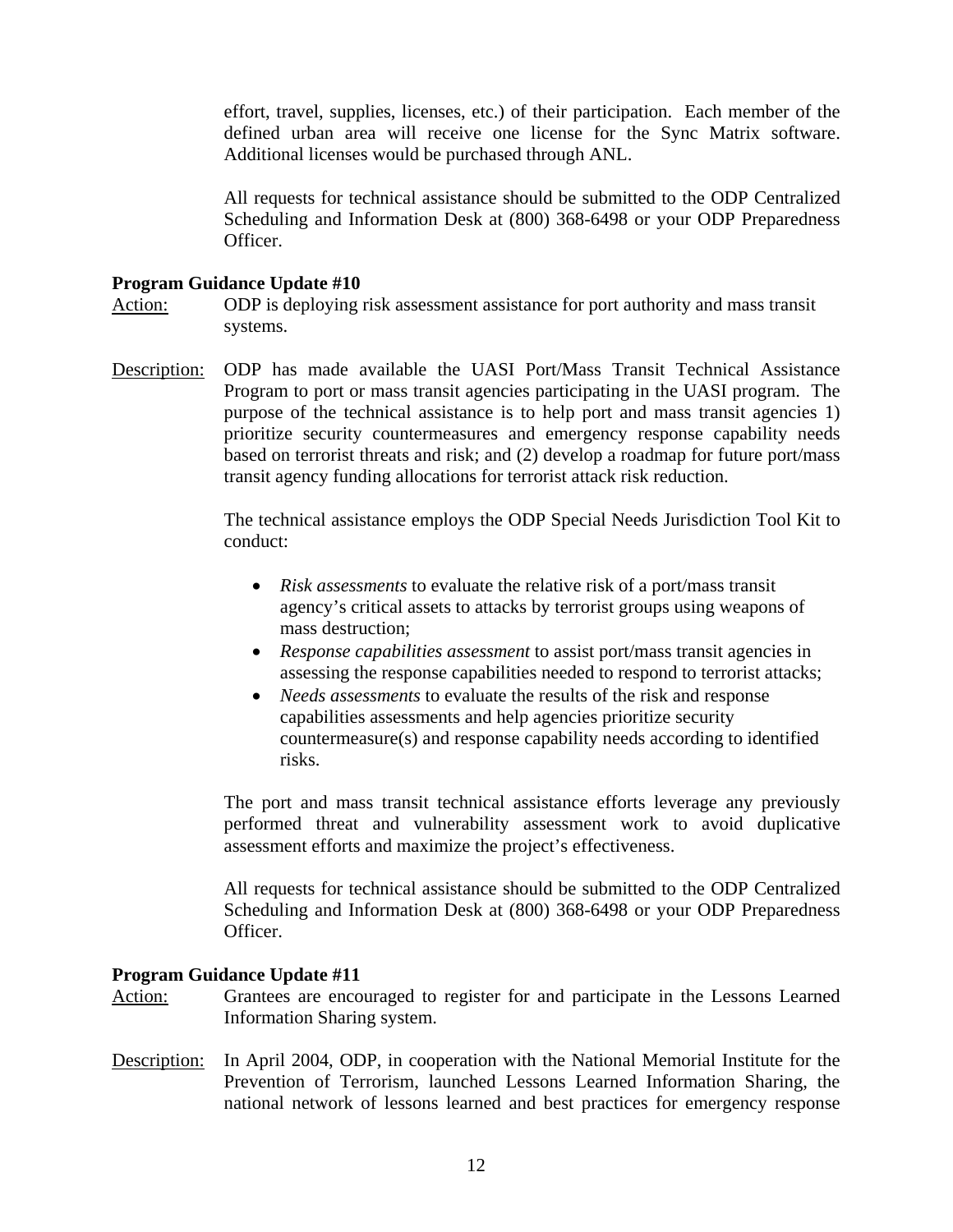effort, travel, supplies, licenses, etc.) of their participation. Each member of the defined urban area will receive one license for the Sync Matrix software. Additional licenses would be purchased through ANL.

All requests for technical assistance should be submitted to the ODP Centralized Scheduling and Information Desk at (800) 368-6498 or your ODP Preparedness Officer.

**Program Guidance Update #10**

Action: ODP is deploying risk assessment assistance for port authority and mass transit systems.

Description: ODP has made available the UASI Port/Mass Transit Technical Assistance Program to port or mass transit agencies participating in the UASI program. The purpose of the technical assistance is to help port and mass transit agencies 1) prioritize security countermeasures and emergency response capability needs based on terrorist threats and risk; and (2) develop a roadmap for future port/mass transit agency funding allocations for terrorist attack risk reduction.

The technical assistance employs the ODP Special Needs Jurisdiction Tool Kit to conduct:

- *Risk assessments* to evaluate the relative risk of a port/mass transit agency's critical assets to attacks by terrorist groups using weapons of mass destruction;
- *Response capabilities assessment* to assist port/mass transit agencies in assessing the response capabilities needed to respond to terrorist attacks;
- *Needs assessments* to evaluate the results of the risk and response capabilities assessments and help agencies prioritize security countermeasure(s) and response capability needs according to identified risks.

The port and mass transit technical assistance efforts leverage any previously performed threat and vulnerability assessment work to avoid duplicative assessment efforts and maximize the project's effectiveness.

All requests for technical assistance should be submitted to the ODP Centralized Scheduling and Information Desk at (800) 368-6498 or your ODP Preparedness Officer.

**Program Guidance Update #11**

Action: Grantees are encouraged to register for and participate in the Lessons Learned Information Sharing system.

Description: In April 2004, ODP, in cooperation with the National Memorial Institute for the Prevention of Terrorism, launched Lessons Learned Information Sharing, the national network of lessons learned and best practices for emergency response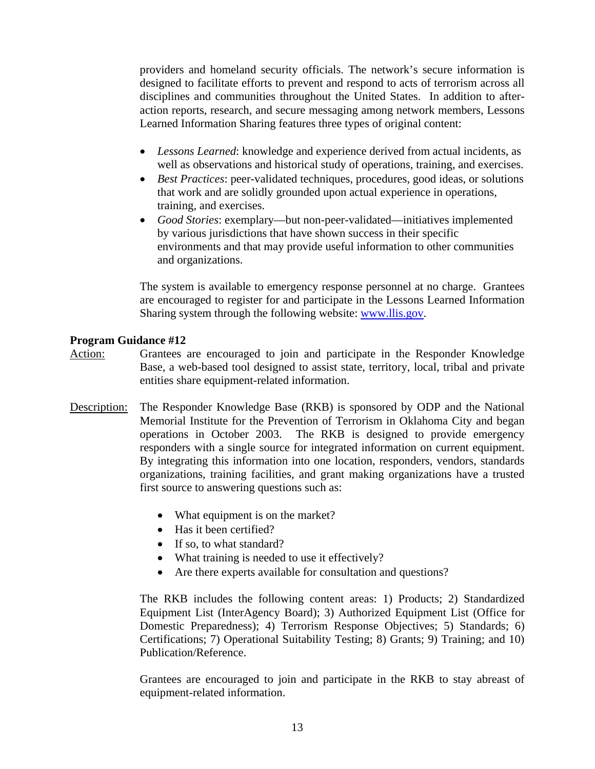providers and homeland security officials. The network's secure information is designed to facilitate efforts to prevent and respond to acts of terrorism across all disciplines and communities throughout the United States. In addition to after-action reports, research, and secure messaging among network members, Lessons Learned Information Sharing features three types of original content:

- *Lessons Learned*: knowledge and experience derived from actual incidents, as well as observations and historical study of operations, training, and exercises.
- *Best Practices*: peer-validated techniques, procedures, good ideas, or solutions that work and are solidly grounded upon actual experience in operations, training, and exercises.
- *Good Stories*: exemplary—but non-peer-validated—initiatives implemented by various jurisdictions that have shown success in their specific environments and that may provide useful information to other communities and organizations.

The system is available to emergency response personnel at no charge. Grantees are encouraged to register for and participate in the Lessons Learned Information Sharing system through the following website: [www.llis.gov](http://www.llis.gov).

**Program Guidance #12**

Action: Grantees are encouraged to join and participate in the Responder Knowledge Base, a web-based tool designed to assist state, territory, local, tribal and private entities share equipment-related information.

Description: The Responder Knowledge Base (RKB) is sponsored by ODP and the National Memorial Institute for the Prevention of Terrorism in Oklahoma City and began operations in October 2003. The RKB is designed to provide emergency responders with a single source for integrated information on current equipment. By integrating this information into one location, responders, vendors, standards organizations, training facilities, and grant making organizations have a trusted first source to answering questions such as:

- What equipment is on the market?
- Has it been certified?
- If so, to what standard?
- What training is needed to use it effectively?
- Are there experts available for consultation and questions?

The RKB includes the following content areas: 1) Products; 2) Standardized Equipment List (InterAgency Board); 3) Authorized Equipment List (Office for Domestic Preparedness); 4) Terrorism Response Objectives; 5) Standards; 6) Certifications; 7) Operational Suitability Testing; 8) Grants; 9) Training; and 10) Publication/Reference.

Grantees are encouraged to join and participate in the RKB to stay abreast of equipment-related information.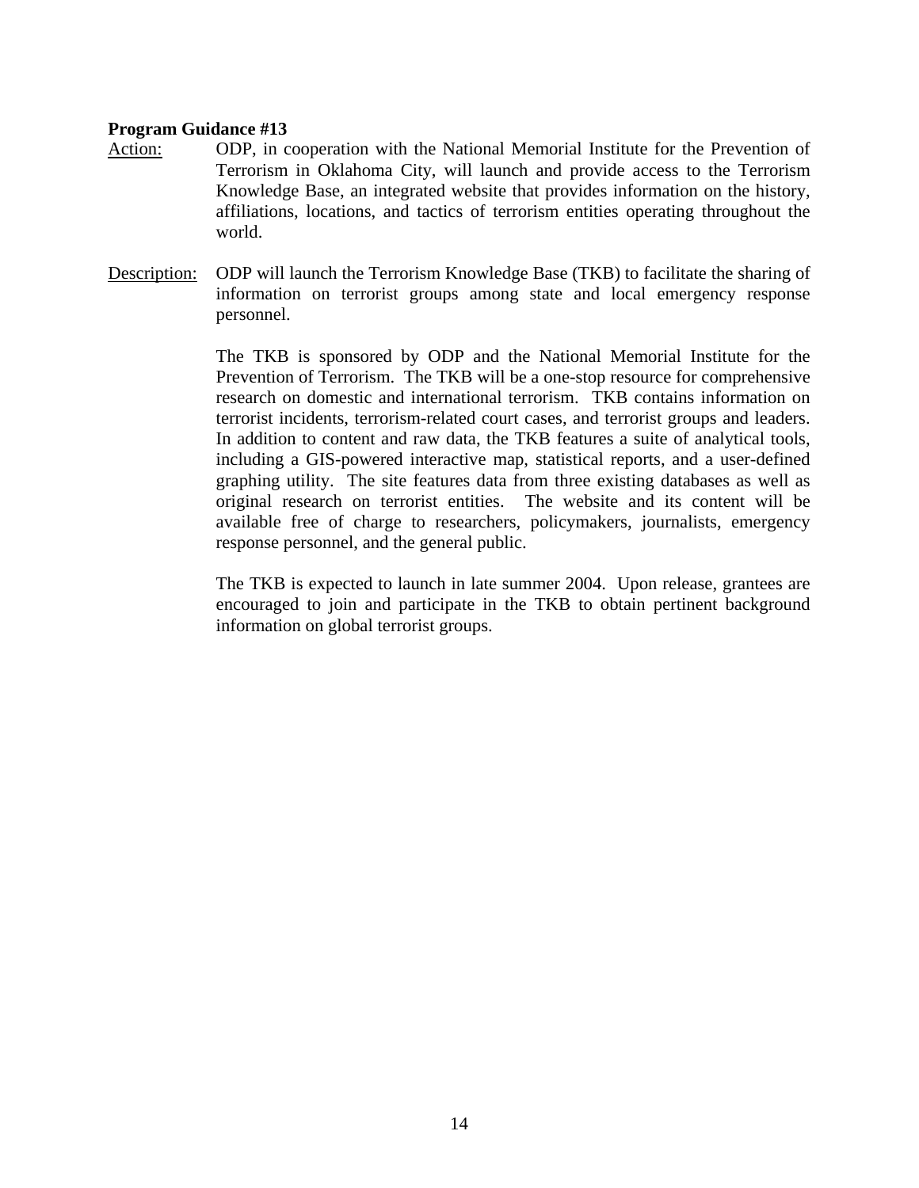**Program Guidance #13**

Action: ODP, in cooperation with the National Memorial Institute for the Prevention of Terrorism in Oklahoma City, will launch and provide access to the Terrorism Knowledge Base, an integrated website that provides information on the history, affiliations, locations, and tactics of terrorism entities operating throughout the world.

Description: ODP will launch the Terrorism Knowledge Base (TKB) to facilitate the sharing of information on terrorist groups among state and local emergency response personnel.

The TKB is sponsored by ODP and the National Memorial Institute for the Prevention of Terrorism. The TKB will be a one-stop resource for comprehensive research on domestic and international terrorism. TKB contains information on terrorist incidents, terrorism-related court cases, and terrorist groups and leaders. In addition to content and raw data, the TKB features a suite of analytical tools, including a GIS-powered interactive map, statistical reports, and a user-defined graphing utility. The site features data from three existing databases as well as original research on terrorist entities. The website and its content will be available free of charge to researchers, policymakers, journalists, emergency response personnel, and the general public.

The TKB is expected to launch in late summer 2004. Upon release, grantees are encouraged to join and participate in the TKB to obtain pertinent background information on global terrorist groups.